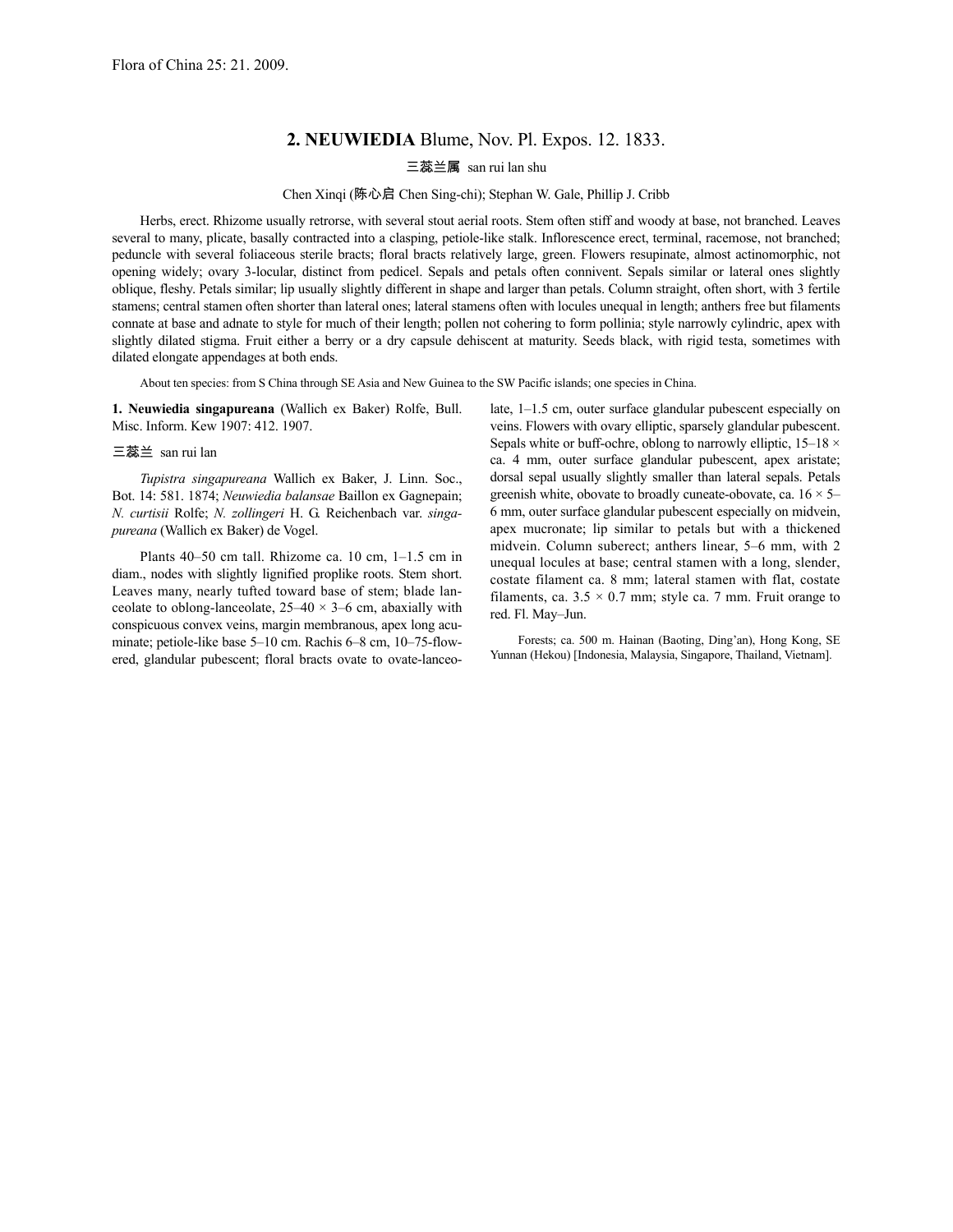## 2. NEUWIEDIA Blume, Nov. Pl. Expos. 12. 1833.

三蕊兰属 san rui lan shu

Chen Xinqi (陈心启 Chen Sing-chi); Stephan W. Gale, Phillip J. Cribb

Herbs, erect. Rhizome usually retrorse, with several stout aerial roots. Stem often stiff and woody at base, not branched. Leaves several to many, plicate, basally contracted into a clasping, petiole-like stalk. Inflorescence erect, terminal, racemose, not branched; peduncle with several foliaceous sterile bracts; floral bracts relatively large, green. Flowers resupinate, almost actinomorphic, not opening widely; ovary 3-locular, distinct from pedicel. Sepals and petals often connivent. Sepals similar or lateral ones slightly oblique, fleshy. Petals similar; lip usually slightly different in shape and larger than petals. Column straight, often short, with 3 fertile stamens; central stamen often shorter than lateral ones; lateral stamens often with locules unequal in length; anthers free but filaments connate at base and adnate to style for much of their length; pollen not cohering to form pollinia; style narrowly cylindric, apex with slightly dilated stigma. Fruit either a berry or a dry capsule dehiscent at maturity. Seeds black, with rigid testa, sometimes with dilated elongate appendages at both ends.

About ten species: from S China through SE Asia and New Guinea to the SW Pacific islands; one species in China.

**1. Neuwiedia singapureana** (Wallich ex Baker) Rolfe, Bull. Misc. Inform. Kew 1907: 412. 1907.

三蕊兰 san rui lan

*Tupistra singapureana* Wallich ex Baker, J. Linn. Soc., Bot. 14: 581. 1874; *Neuwiedia balansae* Baillon ex Gagnepain; *N. curtisii* Rolfe; *N. zollingeri* H. G. Reichenbach var. *singapureana* (Wallich ex Baker) de Vogel.

Plants 40–50 cm tall. Rhizome ca. 10 cm, 1–1.5 cm in diam., nodes with slightly lignified proplike roots. Stem short. Leaves many, nearly tufted toward base of stem; blade lanceolate to oblong-lanceolate, 25–40 × 3–6 cm, abaxially with conspicuous convex veins, margin membranous, apex long acuminate; petiole-like base 5–10 cm. Rachis 6–8 cm, 10–75-flowered, glandular pubescent; floral bracts ovate to ovate-lanceolate, 1–1.5 cm, outer surface glandular pubescent especially on veins. Flowers with ovary elliptic, sparsely glandular pubescent. Sepals white or buff-ochre, oblong to narrowly elliptic, 15–18 × ca. 4 mm, outer surface glandular pubescent, apex aristate; dorsal sepal usually slightly smaller than lateral sepals. Petals greenish white, obovate to broadly cuneate-obovate, ca. 16 × 5–6 mm, outer surface glandular pubescent especially on midvein, apex mucronate; lip similar to petals but with a thickened midvein. Column suberect; anthers linear, 5–6 mm, with 2 unequal locules at base; central stamen with a long, slender, costate filament ca. 8 mm; lateral stamen with flat, costate filaments, ca. 3.5 × 0.7 mm; style ca. 7 mm. Fruit orange to red. Fl. May–Jun.

Forests; ca. 500 m. Hainan (Baoting, Ding'an), Hong Kong, SE Yunnan (Hekou) [Indonesia, Malaysia, Singapore, Thailand, Vietnam].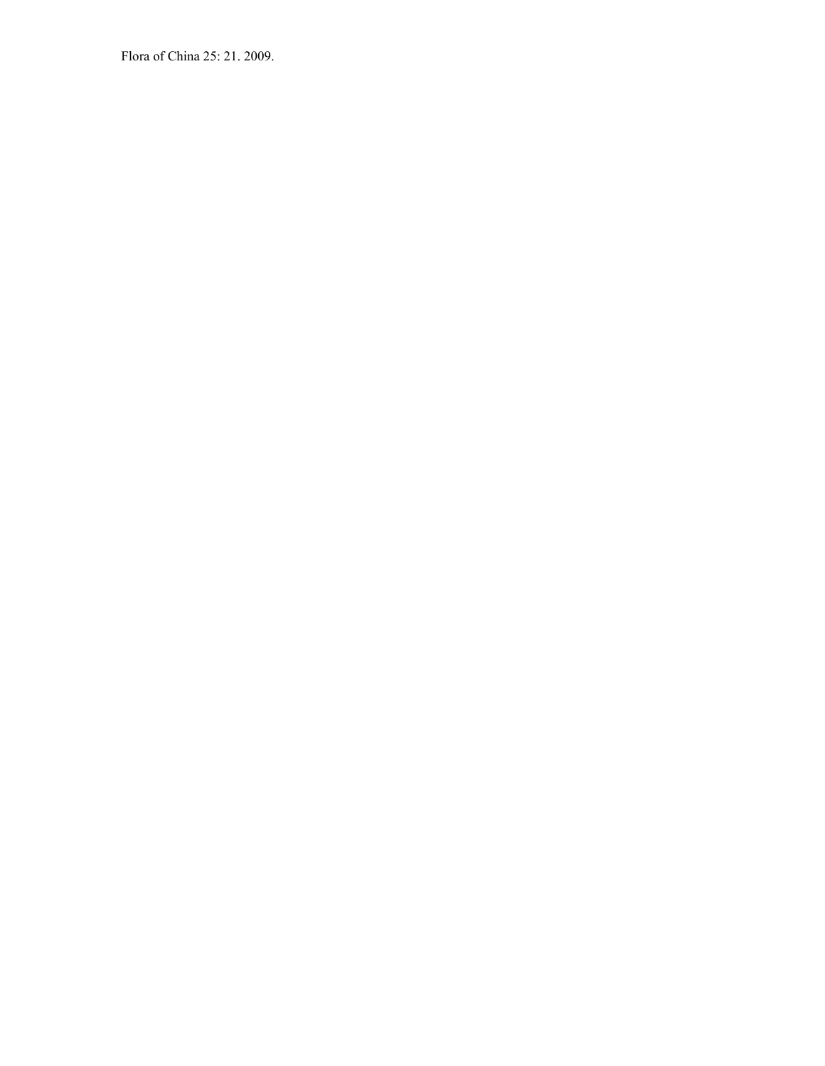Flora of China 25: 21. 2009.